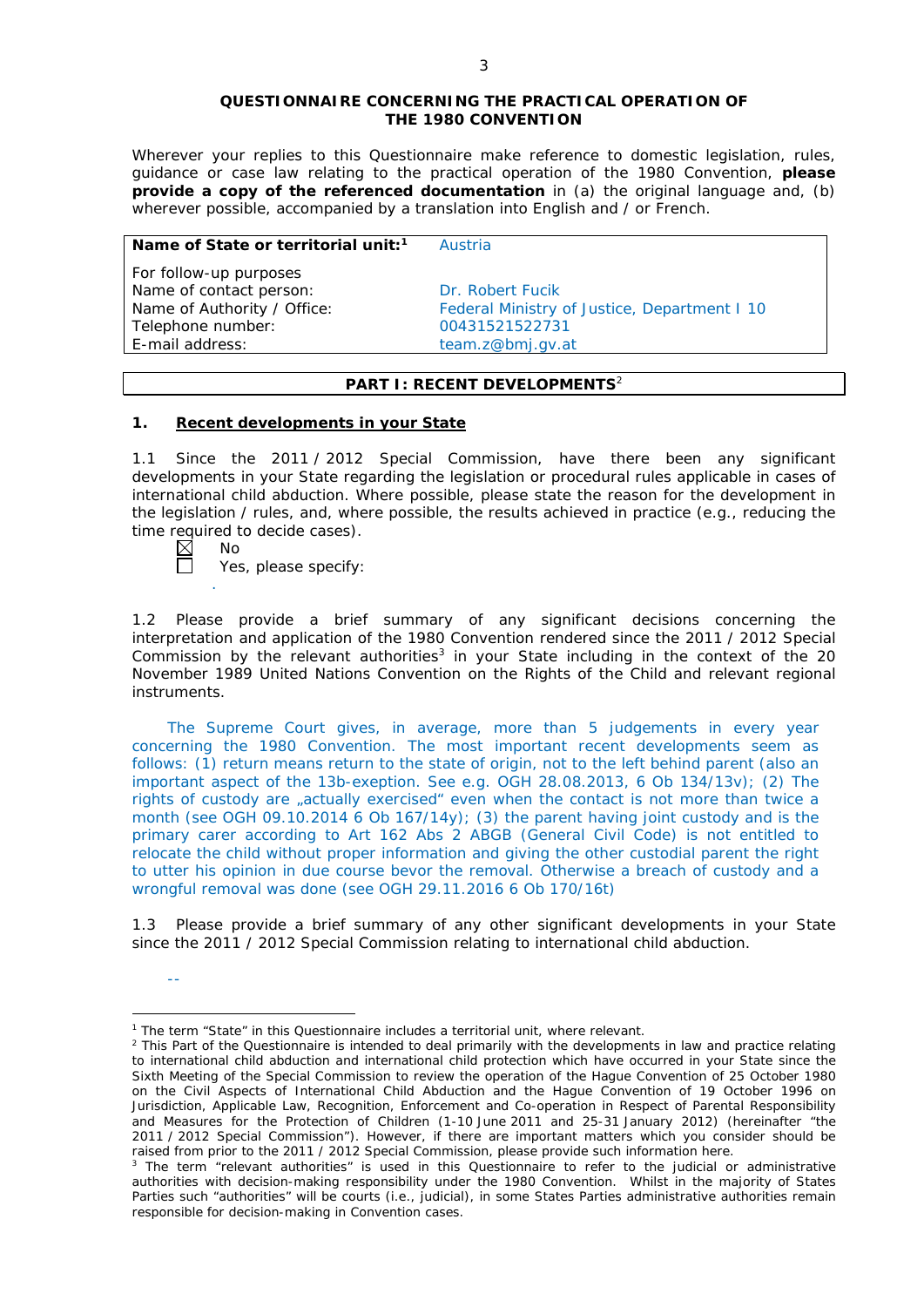**QUESTIONNAIRE CONCERNING THE PRACTICAL OPERATION OF THE 1980 CONVENTION**

Wherever your replies to this Questionnaire make reference to domestic legislation, rules, guidance or case law relating to the practical operation of the 1980 Convention, **please provide a copy of the referenced documentation** in (a) the original language and, (b) wherever possible, accompanied by a translation into English and / or French.

| **Name of State or territorial unit:**[1] | Austria |
|---|---|
| For follow-up purposes | |
| Name of contact person: | Dr. Robert Fucik |
| Name of Authority / Office: | Federal Ministry of Justice, Department I 10 |
| Telephone number: | 00431521522731 |
| E-mail address: | team.z@bmj.gv.at |

## PART I: RECENT DEVELOPMENTS[2]

### 1. Recent developments in your State

1.1 Since the 2011 / 2012 Special Commission, have there been any significant developments in your State regarding the legislation or procedural rules applicable in cases of international child abduction. Where possible, please state the reason for the development in the legislation / rules, and, where possible, the results achieved in practice (e.g., reducing the time required to decide cases).

☒ No

☐ Yes, please specify:

.

1.2 Please provide a brief summary of any significant decisions concerning the interpretation and application of the 1980 Convention rendered since the 2011 / 2012 Special Commission by the relevant authorities[3] in your State including in the context of the 20 November 1989 United Nations Convention on the Rights of the Child and relevant regional instruments.

The Supreme Court gives, in average, more than 5 judgements in every year concerning the 1980 Convention. The most important recent developments seem as follows: (1) return means return to the state of origin, not to the left behind parent (also an important aspect of the 13b-exeption. See e.g. OGH 28.08.2013, 6 Ob 134/13v); (2) The rights of custody are „actually exercised" even when the contact is not more than twice a month (see OGH 09.10.2014 6 Ob 167/14y); (3) the parent having joint custody and is the primary carer according to Art 162 Abs 2 ABGB (General Civil Code) is not entitled to relocate the child without proper information and giving the other custodial parent the right to utter his opinion in due course bevor the removal. Otherwise a breach of custody and a wrongful removal was done (see OGH 29.11.2016 6 Ob 170/16t)

1.3 Please provide a brief summary of any other significant developments in your State since the 2011 / 2012 Special Commission relating to international child abduction.

--

---

[1] The term "State" in this Questionnaire includes a territorial unit, where relevant.

[2] This Part of the Questionnaire is intended to deal primarily with the developments in law and practice relating to international child abduction and international child protection which have occurred in your State since the Sixth Meeting of the Special Commission to review the operation of the Hague Convention of 25 October 1980 on the Civil Aspects of International Child Abduction and the Hague Convention of 19 October 1996 on Jurisdiction, Applicable Law, Recognition, Enforcement and Co-operation in Respect of Parental Responsibility and Measures for the Protection of Children (1-10 June 2011 and 25-31 January 2012) (hereinafter "the 2011 / 2012 Special Commission"). However, if there are important matters which you consider should be raised from prior to the 2011 / 2012 Special Commission, please provide such information here.

[3] The term "relevant authorities" is used in this Questionnaire to refer to the judicial or administrative authorities with decision-making responsibility under the 1980 Convention. Whilst in the majority of States Parties such "authorities" will be courts (i.e., judicial), in some States Parties administrative authorities remain responsible for decision-making in Convention cases.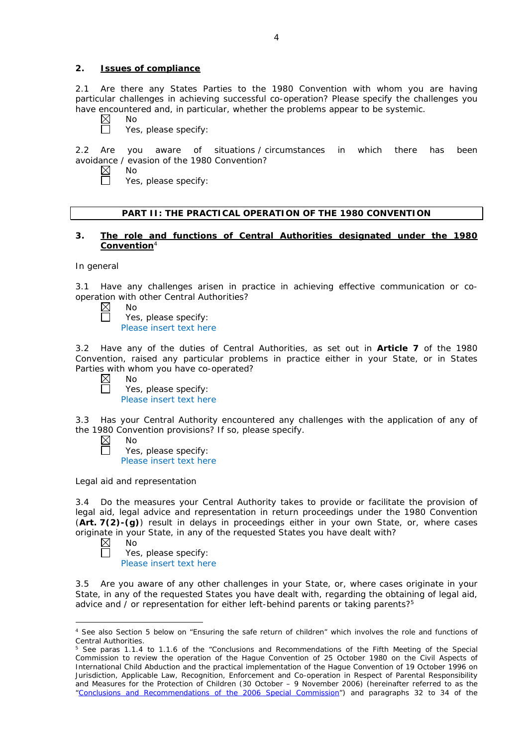## 2. Issues of compliance

2.1 Are there any States Parties to the 1980 Convention with whom you are having particular challenges in achieving successful co-operation? Please specify the challenges you have encountered and, in particular, whether the problems appear to be systemic?

☒ No
☐ Yes, please specify:

2.2 Are you aware of situations / circumstances in which there has been avoidance / evasion of the 1980 Convention?

☒ No
☐ Yes, please specify:

**PART II: THE PRACTICAL OPERATION OF THE 1980 CONVENTION**

## 3. The role and functions of Central Authorities designated under the 1980 Convention[4]

In general

3.1 Have any challenges arisen in practice in achieving effective communication or co-operation with other Central Authorities?

☒ No
☐ Yes, please specify:
Please insert text here

3.2 Have any of the duties of Central Authorities, as set out in **Article 7** of the 1980 Convention, raised any particular problems in practice either in your State, or in States Parties with whom you have co-operated?

☒ No
☐ Yes, please specify:
Please insert text here

3.3 Has your Central Authority encountered any challenges with the application of any of the 1980 Convention provisions? If so, please specify.

☒ No
☐ Yes, please specify:
Please insert text here

Legal aid and representation

3.4 Do the measures your Central Authority takes to provide or facilitate the provision of legal aid, legal advice and representation in return proceedings under the 1980 Convention (**Art. 7(2)-(g)**) result in delays in proceedings either in your own State, or, where cases originate in your State, in any of the requested States you have dealt with?

☒ No
☐ Yes, please specify:
Please insert text here

3.5 Are you aware of any other challenges in your State, or, where cases originate in your State, in any of the requested States you have dealt with, regarding the obtaining of legal aid, advice and / or representation for either left-behind parents or taking parents?[5]

---

[4] See also Section 5 below on "Ensuring the safe return of children" which involves the role and functions of Central Authorities.

[5] See paras 1.1.4 to 1.1.6 of the "Conclusions and Recommendations of the Fifth Meeting of the Special Commission to review the operation of the Hague Convention of 25 October 1980 on the Civil Aspects of International Child Abduction and the practical implementation of the Hague Convention of 19 October 1996 on Jurisdiction, Applicable Law, Recognition, Enforcement and Co-operation in Respect of Parental Responsibility and Measures for the Protection of Children (30 October – 9 November 2006) (hereinafter referred to as the "Conclusions and Recommendations of the 2006 Special Commission") and paragraphs 32 to 34 of the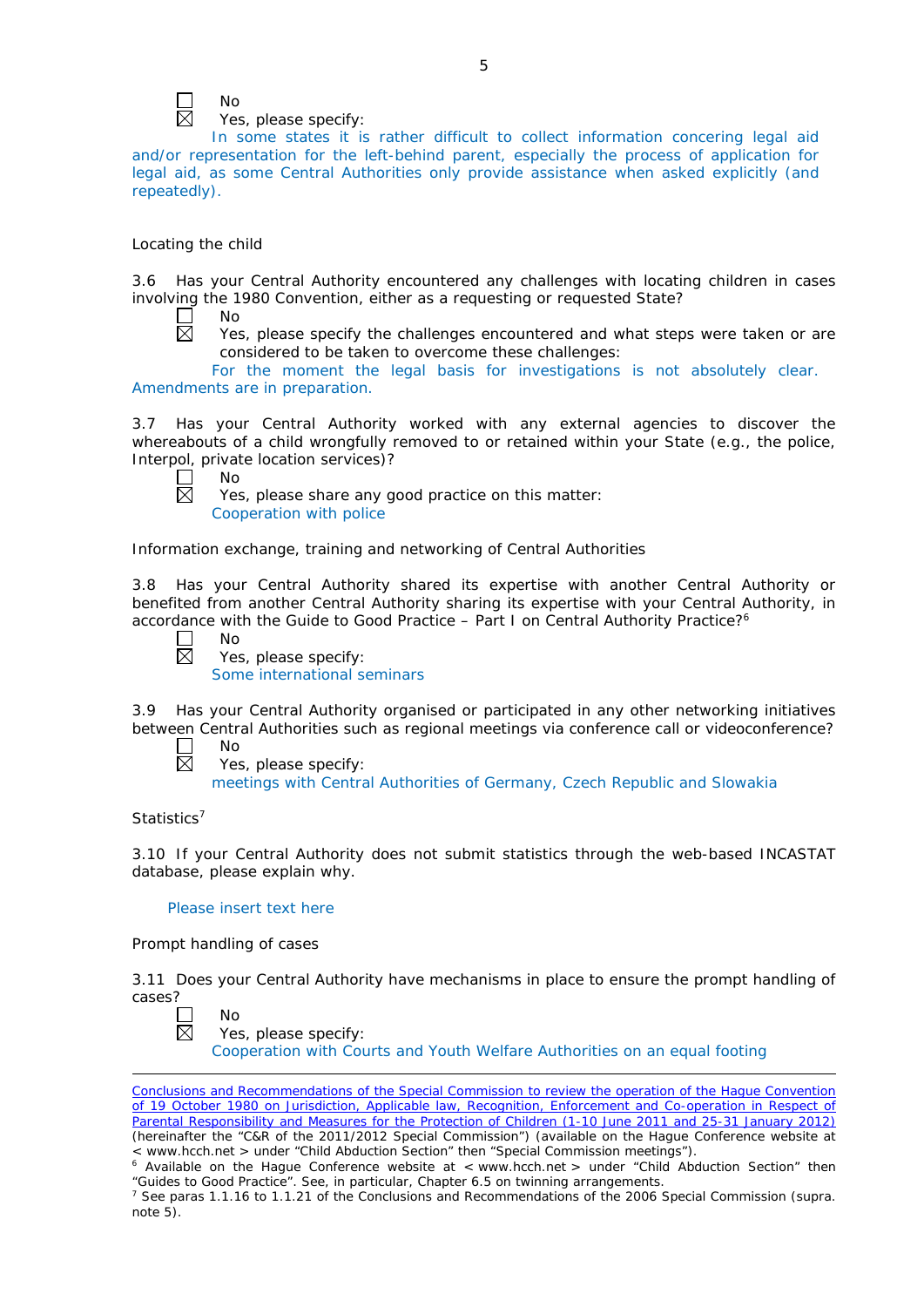☐ No

☒ Yes, please specify:

In some states it is rather difficult to collect information concering legal aid and/or representation for the left-behind parent, especially the process of application for legal aid, as some Central Authorities only provide assistance when asked explicitly (and repeatedly).

Locating the child

3.6 Has your Central Authority encountered any challenges with locating children in cases involving the 1980 Convention, either as a requesting or requested State?

☐ No

☒ Yes, please specify the challenges encountered and what steps were taken or are considered to be taken to overcome these challenges:

For the moment the legal basis for investigations is not absolutely clear. Amendments are in preparation.

3.7 Has your Central Authority worked with any external agencies to discover the whereabouts of a child wrongfully removed to or retained within your State (e.g., the police, Interpol, private location services)?

☐ No

☒ Yes, please share any good practice on this matter:

Cooperation with police

Information exchange, training and networking of Central Authorities

3.8 Has your Central Authority shared its expertise with another Central Authority or benefited from another Central Authority sharing its expertise with your Central Authority, in accordance with the Guide to Good Practice – Part I on Central Authority Practice?[6]

☐ No

☒ Yes, please specify:

Some international seminars

3.9 Has your Central Authority organised or participated in any other networking initiatives between Central Authorities such as regional meetings via conference call or videoconference?

☐ No

☒ Yes, please specify:

meetings with Central Authorities of Germany, Czech Republic and Slowakia

Statistics[7]

3.10 If your Central Authority does not submit statistics through the web-based INCASTAT database, please explain why.

Please insert text here

Prompt handling of cases

3.11 Does your Central Authority have mechanisms in place to ensure the prompt handling of cases?

☐ No

☒ Yes, please specify:

Cooperation with Courts and Youth Welfare Authorities on an equal footing

---

Conclusions and Recommendations of the Special Commission to review the operation of the Hague Convention of 19 October 1980 on Jurisdiction, Applicable law, Recognition, Enforcement and Co-operation in Respect of Parental Responsibility and Measures for the Protection of Children (1-10 June 2011 and 25-31 January 2012) (hereinafter the "C&R of the 2011/2012 Special Commission") (available on the Hague Conference website at < www.hcch.net > under "Child Abduction Section" then "Special Commission meetings").

[6] Available on the Hague Conference website at < www.hcch.net > under "Child Abduction Section" then "Guides to Good Practice". See, in particular, Chapter 6.5 on twinning arrangements.

[7] See paras 1.1.16 to 1.1.21 of the Conclusions and Recommendations of the 2006 Special Commission (supra. note 5).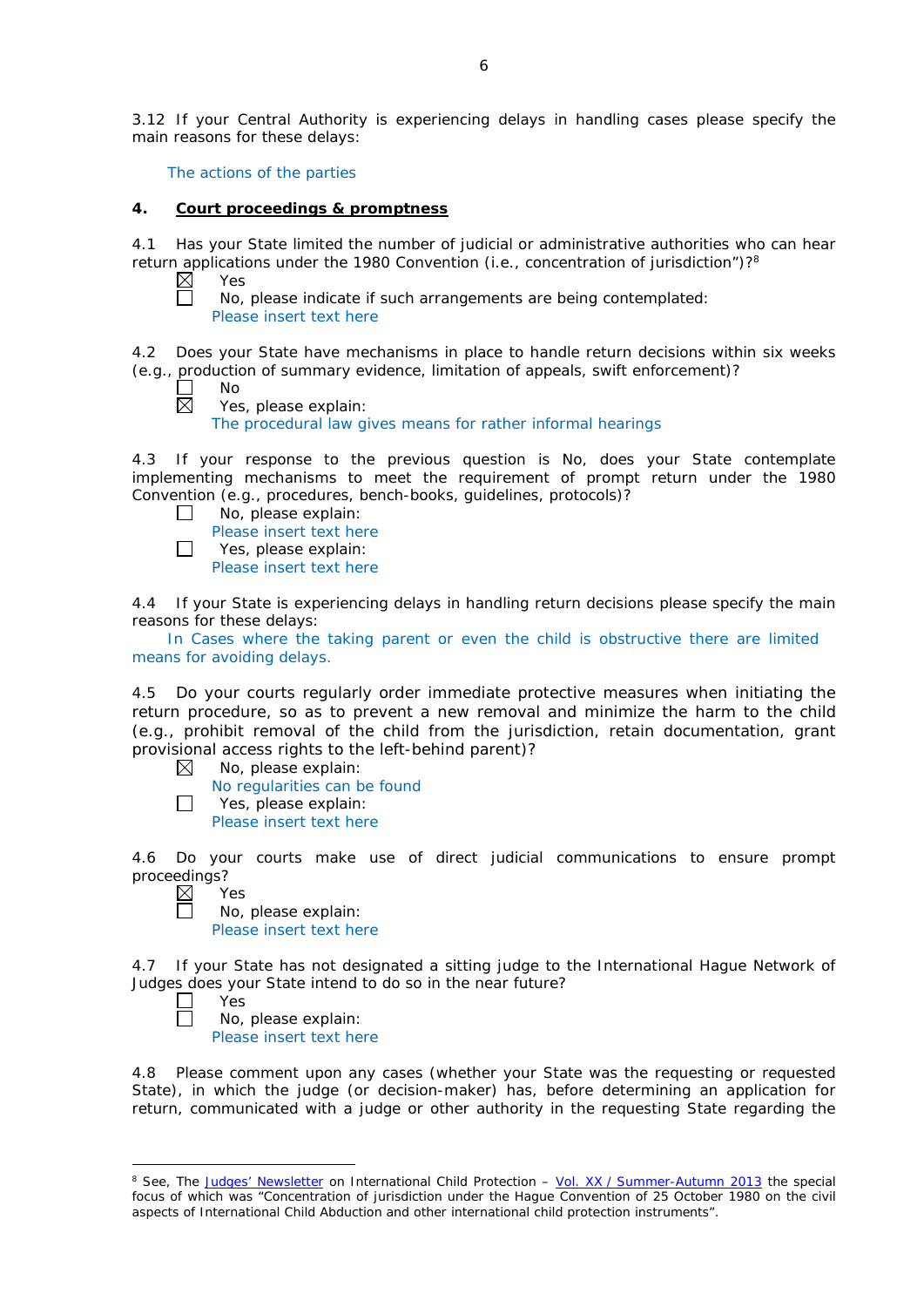3.12 If your Central Authority is experiencing delays in handling cases please specify the main reasons for these delays:

The actions of the parties

## 4. Court proceedings & promptness

4.1 Has your State limited the number of judicial or administrative authorities who can hear return applications under the 1980 Convention (i.e., concentration of jurisdiction")?[8]

☒ Yes
☐ No, please indicate if such arrangements are being contemplated:
Please insert text here

4.2 Does your State have mechanisms in place to handle return decisions within six weeks (e.g., production of summary evidence, limitation of appeals, swift enforcement)?

☐ No
☒ Yes, please explain:
The procedural law gives means for rather informal hearings

4.3 If your response to the previous question is No, does your State contemplate implementing mechanisms to meet the requirement of prompt return under the 1980 Convention (e.g., procedures, bench-books, guidelines, protocols)?

☐ No, please explain:
Please insert text here
☐ Yes, please explain:
Please insert text here

4.4 If your State is experiencing delays in handling return decisions please specify the main reasons for these delays:

In Cases where the taking parent or even the child is obstructive there are limited means for avoiding delays.

4.5 Do your courts regularly order immediate protective measures when initiating the return procedure, so as to prevent a new removal and minimize the harm to the child (e.g., prohibit removal of the child from the jurisdiction, retain documentation, grant provisional access rights to the left-behind parent)?

☒ No, please explain:
No regularities can be found
☐ Yes, please explain:
Please insert text here

4.6 Do your courts make use of direct judicial communications to ensure prompt proceedings?

☒ Yes
☐ No, please explain:
Please insert text here

4.7 If your State has not designated a sitting judge to the International Hague Network of Judges does your State intend to do so in the near future?

☐ Yes
☐ No, please explain:
Please insert text here

4.8 Please comment upon any cases (whether your State was the requesting or requested State), in which the judge (or decision-maker) has, before determining an application for return, communicated with a judge or other authority in the requesting State regarding the

[8] See, The Judges' Newsletter on International Child Protection – Vol. XX / Summer-Autumn 2013 the special focus of which was "Concentration of jurisdiction under the Hague Convention of 25 October 1980 on the civil aspects of International Child Abduction and other international child protection instruments".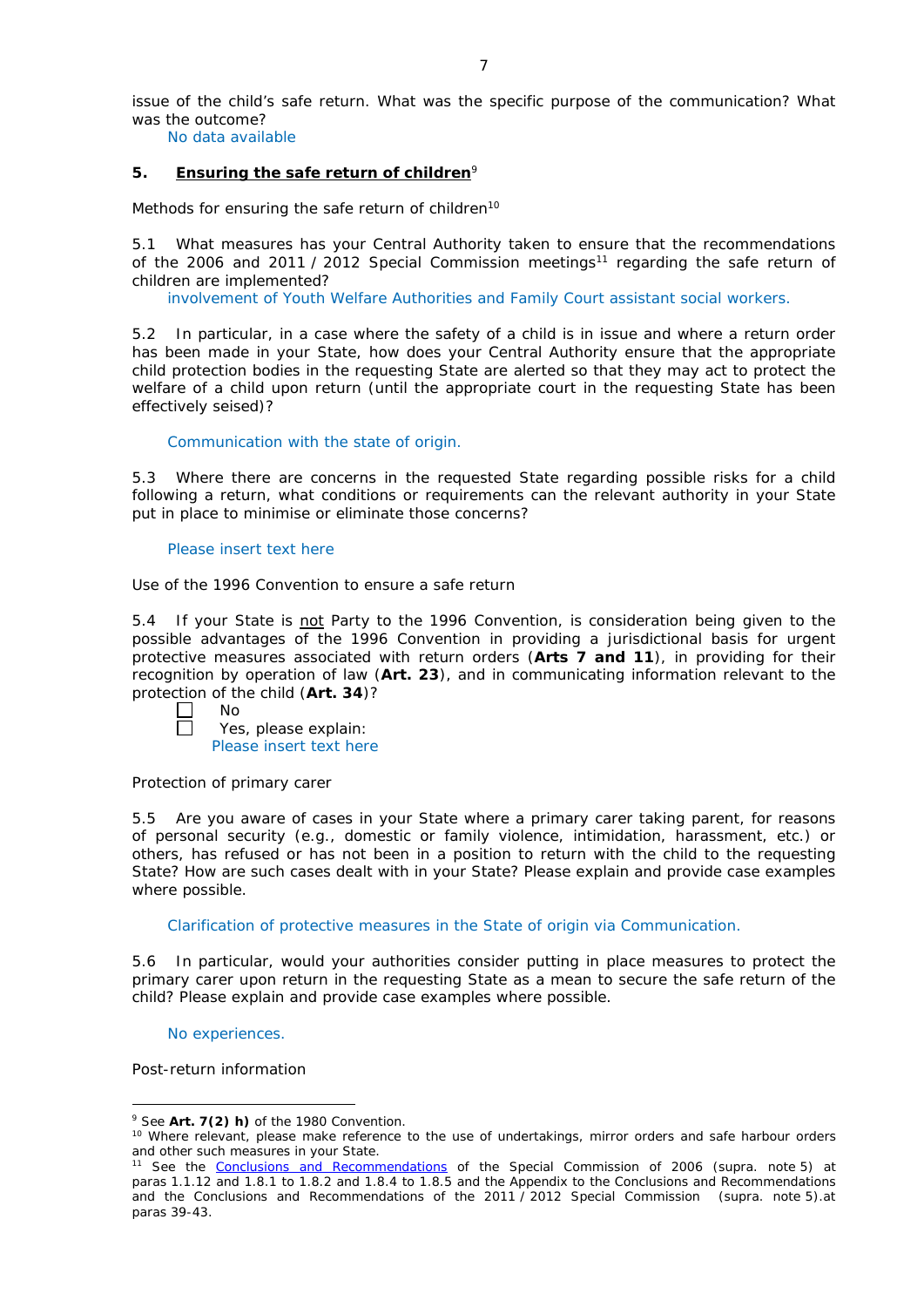issue of the child's safe return. What was the specific purpose of the communication? What was the outcome?

No data available

## 5. Ensuring the safe return of children[9]

Methods for ensuring the safe return of children[10]

5.1 What measures has your Central Authority taken to ensure that the recommendations of the 2006 and 2011 / 2012 Special Commission meetings[11] regarding the safe return of children are implemented?

involvement of Youth Welfare Authorities and Family Court assistant social workers.

5.2 In particular, in a case where the safety of a child is in issue and where a return order has been made in your State, how does your Central Authority ensure that the appropriate child protection bodies in the requesting State are alerted so that they may act to protect the welfare of a child upon return (until the appropriate court in the requesting State has been effectively seised)?

Communication with the state of origin.

5.3 Where there are concerns in the requested State regarding possible risks for a child following a return, what conditions or requirements can the relevant authority in your State put in place to minimise or eliminate those concerns?

Please insert text here

Use of the 1996 Convention to ensure a safe return

5.4 If your State is not Party to the 1996 Convention, is consideration being given to the possible advantages of the 1996 Convention in providing a jurisdictional basis for urgent protective measures associated with return orders (**Arts 7 and 11**), in providing for their recognition by operation of law (**Art. 23**), and in communicating information relevant to the protection of the child (**Art. 34**)?

- [ ] No
- [ ] Yes, please explain:

Please insert text here

Protection of primary carer

5.5 Are you aware of cases in your State where a primary carer taking parent, for reasons of personal security (e.g., domestic or family violence, intimidation, harassment, etc.) or others, has refused or has not been in a position to return with the child to the requesting State? How are such cases dealt with in your State? Please explain and provide case examples where possible.

Clarification of protective measures in the State of origin via Communication.

5.6 In particular, would your authorities consider putting in place measures to protect the primary carer upon return in the requesting State as a mean to secure the safe return of the child? Please explain and provide case examples where possible.

No experiences.

Post-return information

---

[9] See **Art. 7(2) h)** of the 1980 Convention.

[10] Where relevant, please make reference to the use of undertakings, mirror orders and safe harbour orders and other such measures in your State.

[11] See the Conclusions and Recommendations of the Special Commission of 2006 (supra. note 5) at paras 1.1.12 and 1.8.1 to 1.8.2 and 1.8.4 to 1.8.5 and the Appendix to the Conclusions and Recommendations and the Conclusions and Recommendations of the 2011 / 2012 Special Commission (supra. note 5).at paras 39-43.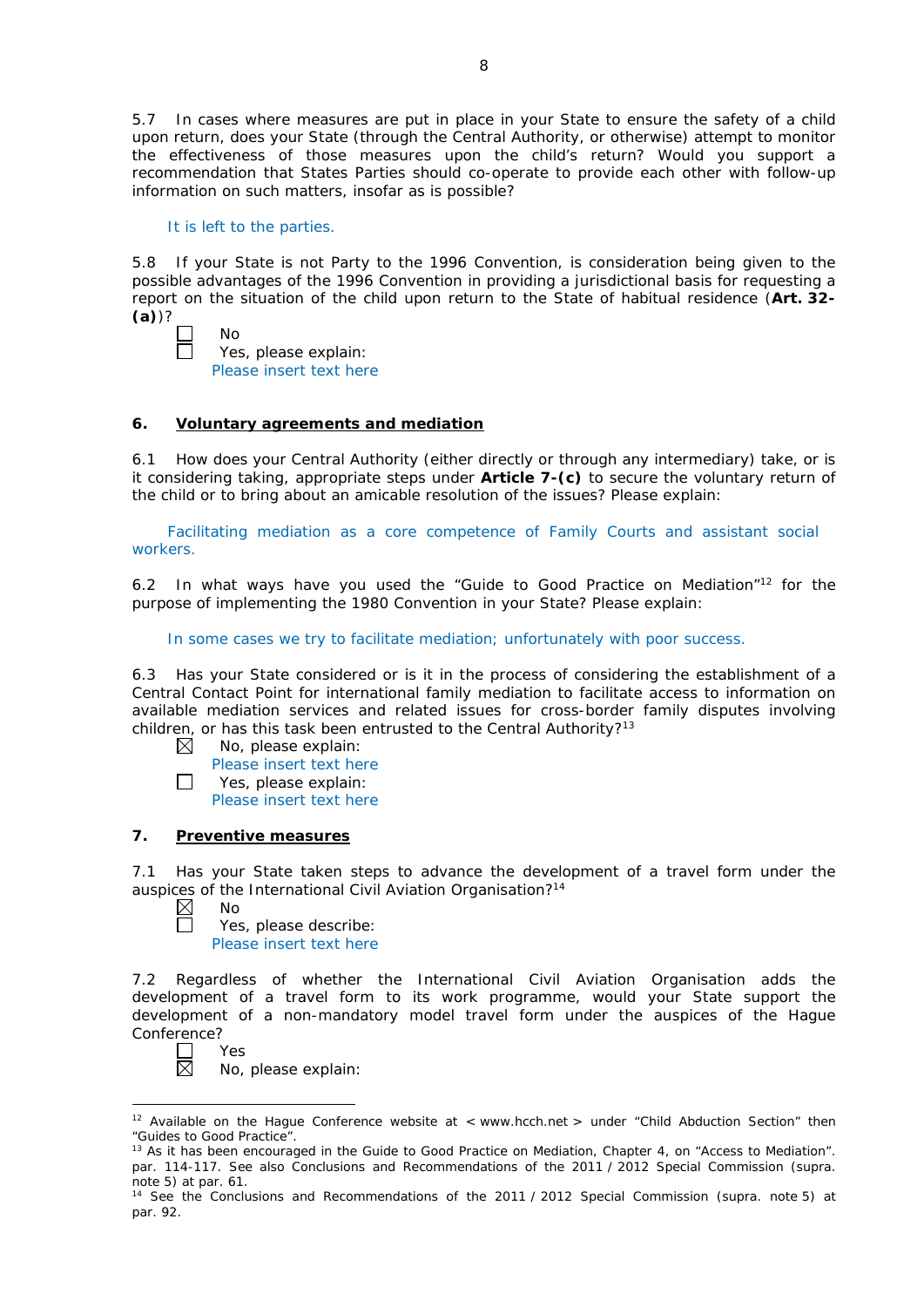5.7 In cases where measures are put in place in your State to ensure the safety of a child upon return, does your State (through the Central Authority, or otherwise) attempt to monitor the effectiveness of those measures upon the child's return? Would you support a recommendation that States Parties should co-operate to provide each other with follow-up information on such matters, insofar as is possible?

It is left to the parties.

5.8 If your State is not Party to the 1996 Convention, is consideration being given to the possible advantages of the 1996 Convention in providing a jurisdictional basis for requesting a report on the situation of the child upon return to the State of habitual residence (**Art. 32-(a)**)?

☐ No
☐ Yes, please explain:
Please insert text here

## 6. Voluntary agreements and mediation

6.1 How does your Central Authority (either directly or through any intermediary) take, or is it considering taking, appropriate steps under **Article 7-(c)** to secure the voluntary return of the child or to bring about an amicable resolution of the issues? Please explain:

Facilitating mediation as a core competence of Family Courts and assistant social workers.

6.2 In what ways have you used the "Guide to Good Practice on Mediation"[12] for the purpose of implementing the 1980 Convention in your State? Please explain:

In some cases we try to facilitate mediation; unfortunately with poor success.

6.3 Has your State considered or is it in the process of considering the establishment of a Central Contact Point for international family mediation to facilitate access to information on available mediation services and related issues for cross-border family disputes involving children, or has this task been entrusted to the Central Authority?[13]

☒ No, please explain:
Please insert text here
☐ Yes, please explain:
Please insert text here

## 7. Preventive measures

7.1 Has your State taken steps to advance the development of a travel form under the auspices of the International Civil Aviation Organisation?[14]

☒ No
☐ Yes, please describe:
Please insert text here

7.2 Regardless of whether the International Civil Aviation Organisation adds the development of a travel form to its work programme, would your State support the development of a non-mandatory model travel form under the auspices of the Hague Conference?

☐ Yes
☒ No, please explain:

---

[12] Available on the Hague Conference website at < www.hcch.net > under "Child Abduction Section" then "Guides to Good Practice".

[13] As it has been encouraged in the Guide to Good Practice on Mediation, Chapter 4, on "Access to Mediation". par. 114-117. See also Conclusions and Recommendations of the 2011 / 2012 Special Commission (supra. note 5) at par. 61.

[14] See the Conclusions and Recommendations of the 2011 / 2012 Special Commission (supra. note 5) at par. 92.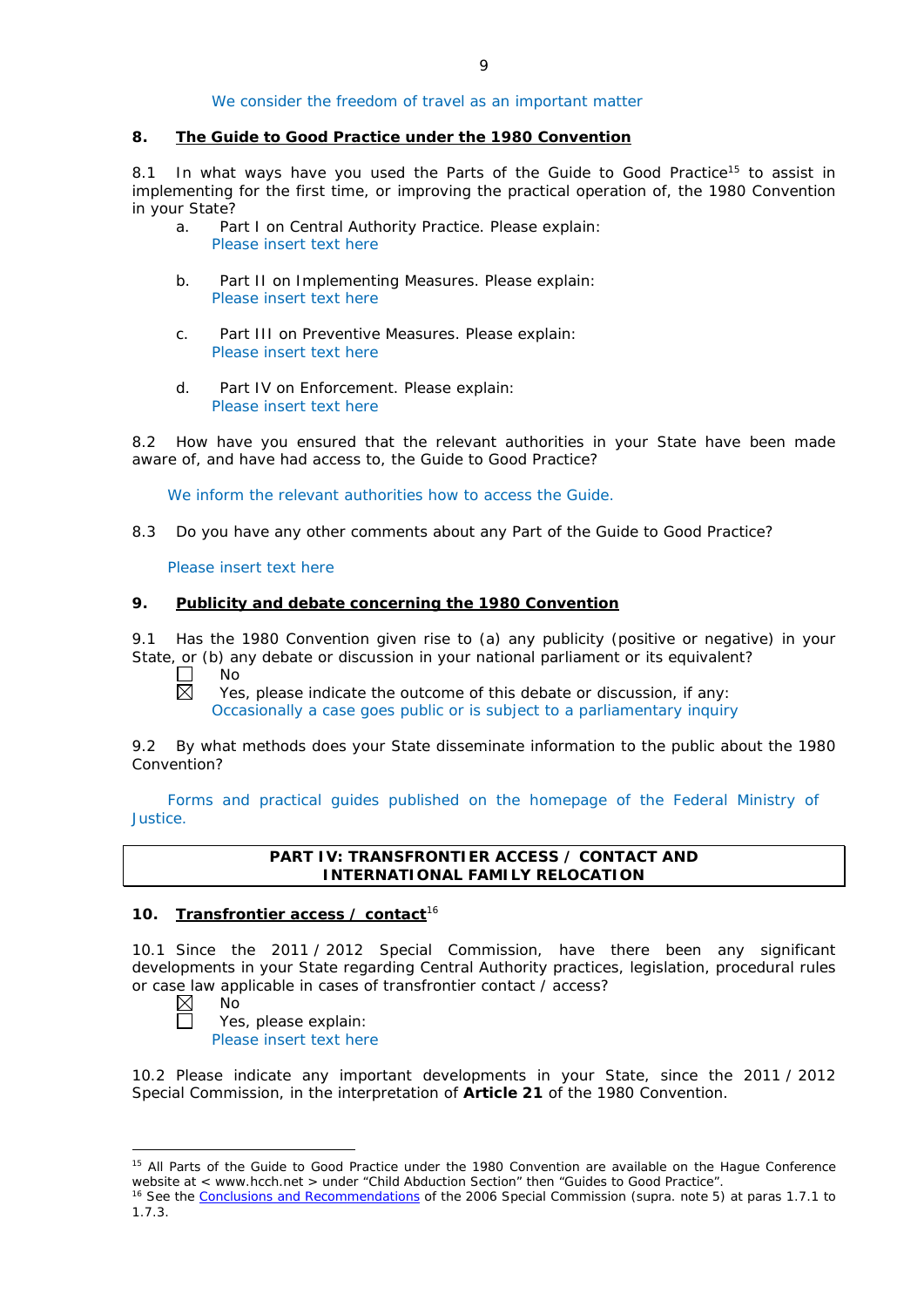We consider the freedom of travel as an important matter

## 8. The Guide to Good Practice under the 1980 Convention

8.1 In what ways have you used the Parts of the Guide to Good Practice[15] to assist in implementing for the first time, or improving the practical operation of, the 1980 Convention in your State?

a. Part I on Central Authority Practice. Please explain:
Please insert text here

b. Part II on Implementing Measures. Please explain:
Please insert text here

c. Part III on Preventive Measures. Please explain:
Please insert text here

d. Part IV on Enforcement. Please explain:
Please insert text here

8.2 How have you ensured that the relevant authorities in your State have been made aware of, and have had access to, the Guide to Good Practice?

We inform the relevant authorities how to access the Guide.

8.3 Do you have any other comments about any Part of the Guide to Good Practice?

Please insert text here

## 9. Publicity and debate concerning the 1980 Convention

9.1 Has the 1980 Convention given rise to (a) any publicity (positive or negative) in your State, or (b) any debate or discussion in your national parliament or its equivalent?

☐ No
☒ Yes, please indicate the outcome of this debate or discussion, if any:
Occasionally a case goes public or is subject to a parliamentary inquiry

9.2 By what methods does your State disseminate information to the public about the 1980 Convention?

Forms and practical guides published on the homepage of the Federal Ministry of Justice.

# PART IV: TRANSFRONTIER ACCESS / CONTACT AND INTERNATIONAL FAMILY RELOCATION

## 10. Transfrontier access / contact[16]

10.1 Since the 2011 / 2012 Special Commission, have there been any significant developments in your State regarding Central Authority practices, legislation, procedural rules or case law applicable in cases of transfrontier contact / access?

☒ No
☐ Yes, please explain:
Please insert text here

10.2 Please indicate any important developments in your State, since the 2011 / 2012 Special Commission, in the interpretation of **Article 21** of the 1980 Convention.

---

[15] All Parts of the Guide to Good Practice under the 1980 Convention are available on the Hague Conference website at < www.hcch.net > under "Child Abduction Section" then "Guides to Good Practice".

[16] See the Conclusions and Recommendations of the 2006 Special Commission (supra. note 5) at paras 1.7.1 to 1.7.3.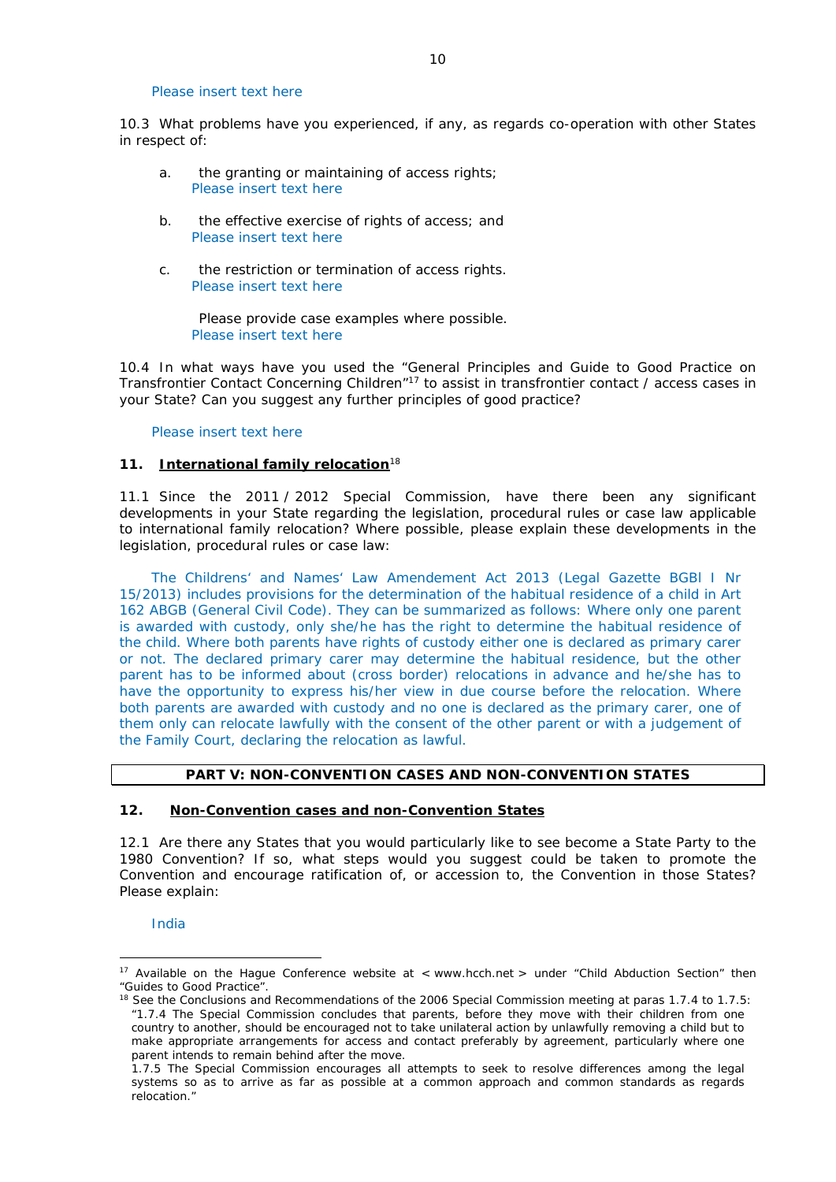Please insert text here

10.3 What problems have you experienced, if any, as regards co-operation with other States in respect of:

a. the granting or maintaining of access rights;
   Please insert text here

b. the effective exercise of rights of access; and
   Please insert text here

c. the restriction or termination of access rights.
   Please insert text here

   Please provide case examples where possible.
   Please insert text here

10.4 In what ways have you used the "General Principles and Guide to Good Practice on Transfrontier Contact Concerning Children"[17] to assist in transfrontier contact / access cases in your State? Can you suggest any further principles of good practice?

Please insert text here

### 11. International family relocation[18]

11.1 Since the 2011 / 2012 Special Commission, have there been any significant developments in your State regarding the legislation, procedural rules or case law applicable to international family relocation? Where possible, please explain these developments in the legislation, procedural rules or case law:

The Childrens' and Names' Law Amendement Act 2013 (Legal Gazette BGBl I Nr 15/2013) includes provisions for the determination of the habitual residence of a child in Art 162 ABGB (General Civil Code). They can be summarized as follows: Where only one parent is awarded with custody, only she/he has the right to determine the habitual residence of the child. Where both parents have rights of custody either one is declared as primary carer or not. The declared primary carer may determine the habitual residence, but the other parent has to be informed about (cross border) relocations in advance and he/she has to have the opportunity to express his/her view in due course before the relocation. Where both parents are awarded with custody and no one is declared as the primary carer, one of them only can relocate lawfully with the consent of the other parent or with a judgement of the Family Court, declaring the relocation as lawful.

## PART V: NON-CONVENTION CASES AND NON-CONVENTION STATES

### 12. Non-Convention cases and non-Convention States

12.1 Are there any States that you would particularly like to see become a State Party to the 1980 Convention? If so, what steps would you suggest could be taken to promote the Convention and encourage ratification of, or accession to, the Convention in those States? Please explain:

India

---

[17] Available on the Hague Conference website at < www.hcch.net > under "Child Abduction Section" then "Guides to Good Practice".

[18] See the Conclusions and Recommendations of the 2006 Special Commission meeting at paras 1.7.4 to 1.7.5: "1.7.4 The Special Commission concludes that parents, before they move with their children from one country to another, should be encouraged not to take unilateral action by unlawfully removing a child but to make appropriate arrangements for access and contact preferably by agreement, particularly where one parent intends to remain behind after the move.
1.7.5 The Special Commission encourages all attempts to seek to resolve differences among the legal systems so as to arrive as far as possible at a common approach and common standards as regards relocation."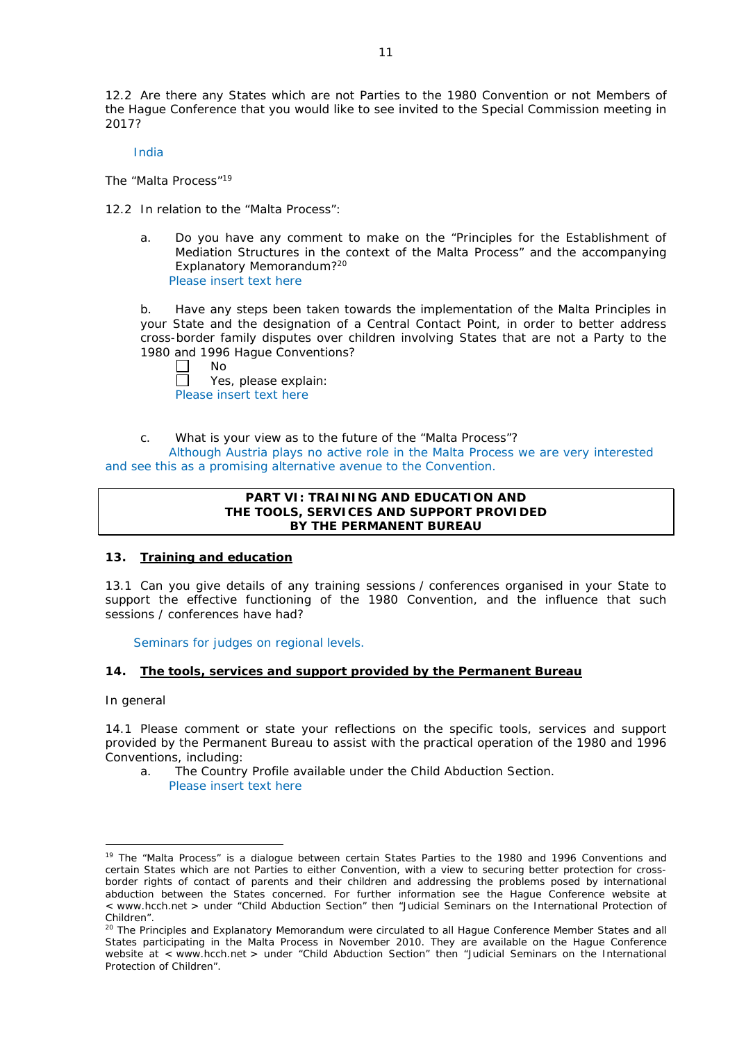12.2 Are there any States which are not Parties to the 1980 Convention or not Members of the Hague Conference that you would like to see invited to the Special Commission meeting in 2017?

India

The "Malta Process"[19]

12.2 In relation to the "Malta Process":

a. Do you have any comment to make on the "Principles for the Establishment of Mediation Structures in the context of the Malta Process" and the accompanying Explanatory Memorandum?[20]
Please insert text here

b. Have any steps been taken towards the implementation of the Malta Principles in your State and the designation of a Central Contact Point, in order to better address cross-border family disputes over children involving States that are not a Party to the 1980 and 1996 Hague Conventions?
☐ No
☐ Yes, please explain:
Please insert text here

c. What is your view as to the future of the "Malta Process"?
Although Austria plays no active role in the Malta Process we are very interested and see this as a promising alternative avenue to the Convention.

## PART VI: TRAINING AND EDUCATION AND THE TOOLS, SERVICES AND SUPPORT PROVIDED BY THE PERMANENT BUREAU

### 13. Training and education

13.1 Can you give details of any training sessions / conferences organised in your State to support the effective functioning of the 1980 Convention, and the influence that such sessions / conferences have had?

Seminars for judges on regional levels.

### 14. The tools, services and support provided by the Permanent Bureau

In general

14.1 Please comment or state your reflections on the specific tools, services and support provided by the Permanent Bureau to assist with the practical operation of the 1980 and 1996 Conventions, including:

a. The Country Profile available under the Child Abduction Section.
Please insert text here

---

[19] The "Malta Process" is a dialogue between certain States Parties to the 1980 and 1996 Conventions and certain States which are not Parties to either Convention, with a view to securing better protection for cross-border rights of contact of parents and their children and addressing the problems posed by international abduction between the States concerned. For further information see the Hague Conference website at < www.hcch.net > under "Child Abduction Section" then "Judicial Seminars on the International Protection of Children".

[20] The Principles and Explanatory Memorandum were circulated to all Hague Conference Member States and all States participating in the Malta Process in November 2010. They are available on the Hague Conference website at < www.hcch.net > under "Child Abduction Section" then "Judicial Seminars on the International Protection of Children".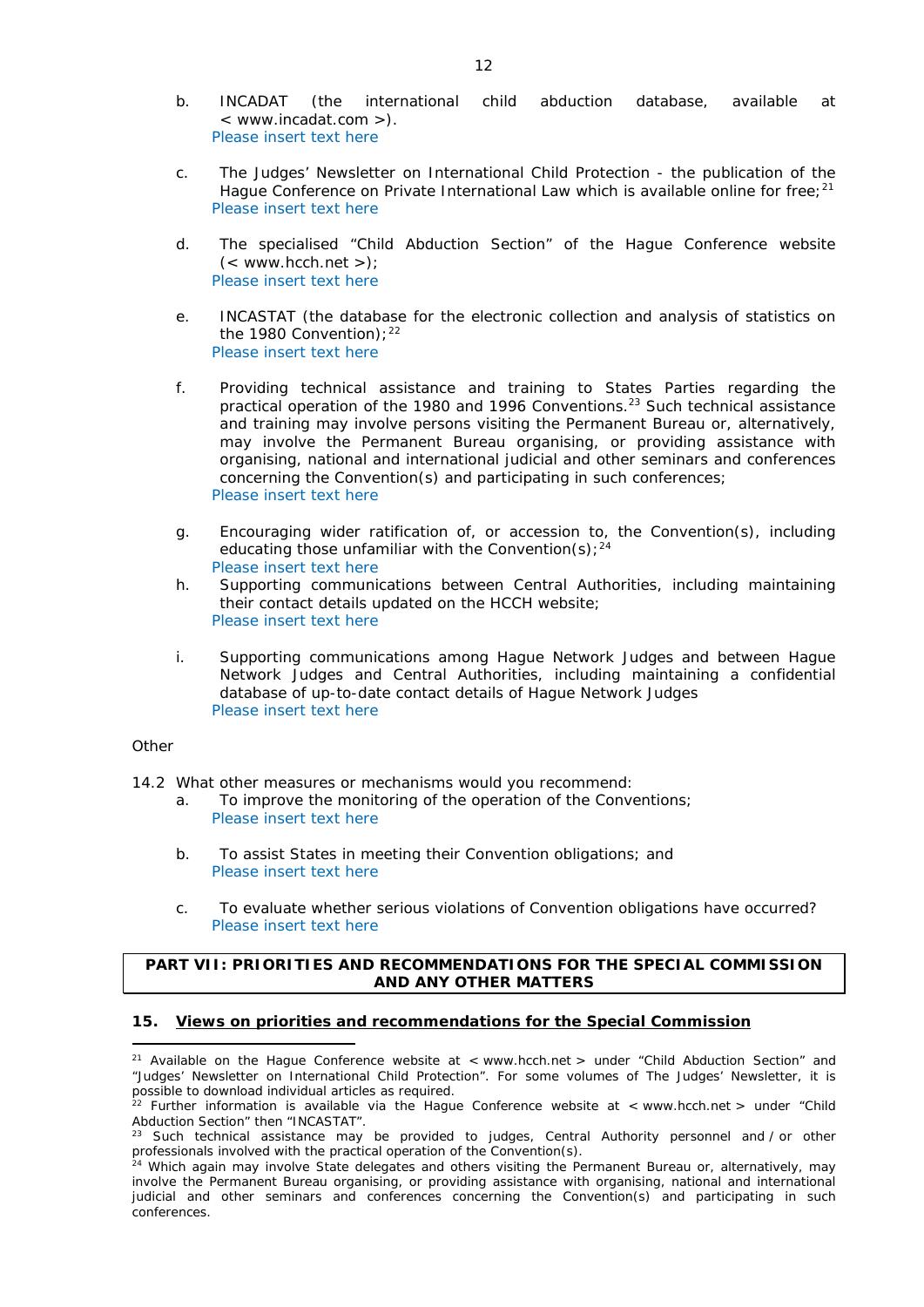b. INCADAT (the international child abduction database, available at < www.incadat.com >).
   Please insert text here

c. The Judges' Newsletter on International Child Protection - the publication of the Hague Conference on Private International Law which is available online for free;[21]
   Please insert text here

d. The specialised "Child Abduction Section" of the Hague Conference website (< www.hcch.net >);
   Please insert text here

e. INCASTAT (the database for the electronic collection and analysis of statistics on the 1980 Convention);[22]
   Please insert text here

f. Providing technical assistance and training to States Parties regarding the practical operation of the 1980 and 1996 Conventions.[23] Such technical assistance and training may involve persons visiting the Permanent Bureau or, alternatively, may involve the Permanent Bureau organising, or providing assistance with organising, national and international judicial and other seminars and conferences concerning the Convention(s) and participating in such conferences;
   Please insert text here

g. Encouraging wider ratification of, or accession to, the Convention(s), including educating those unfamiliar with the Convention(s);[24]
   Please insert text here

h. Supporting communications between Central Authorities, including maintaining their contact details updated on the HCCH website;
   Please insert text here

i. Supporting communications among Hague Network Judges and between Hague Network Judges and Central Authorities, including maintaining a confidential database of up-to-date contact details of Hague Network Judges
   Please insert text here

Other

14.2 What other measures or mechanisms would you recommend:

a. To improve the monitoring of the operation of the Conventions;
   Please insert text here

b. To assist States in meeting their Convention obligations; and
   Please insert text here

c. To evaluate whether serious violations of Convention obligations have occurred?
   Please insert text here

## PART VII: PRIORITIES AND RECOMMENDATIONS FOR THE SPECIAL COMMISSION AND ANY OTHER MATTERS

### 15. Views on priorities and recommendations for the Special Commission

---

[21] Available on the Hague Conference website at < www.hcch.net > under "Child Abduction Section" and "Judges' Newsletter on International Child Protection". For some volumes of The Judges' Newsletter, it is possible to download individual articles as required.

[22] Further information is available via the Hague Conference website at < www.hcch.net > under "Child Abduction Section" then "INCASTAT".

[23] Such technical assistance may be provided to judges, Central Authority personnel and / or other professionals involved with the practical operation of the Convention(s).

[24] Which again may involve State delegates and others visiting the Permanent Bureau or, alternatively, may involve the Permanent Bureau organising, or providing assistance with organising, national and international judicial and other seminars and conferences concerning the Convention(s) and participating in such conferences.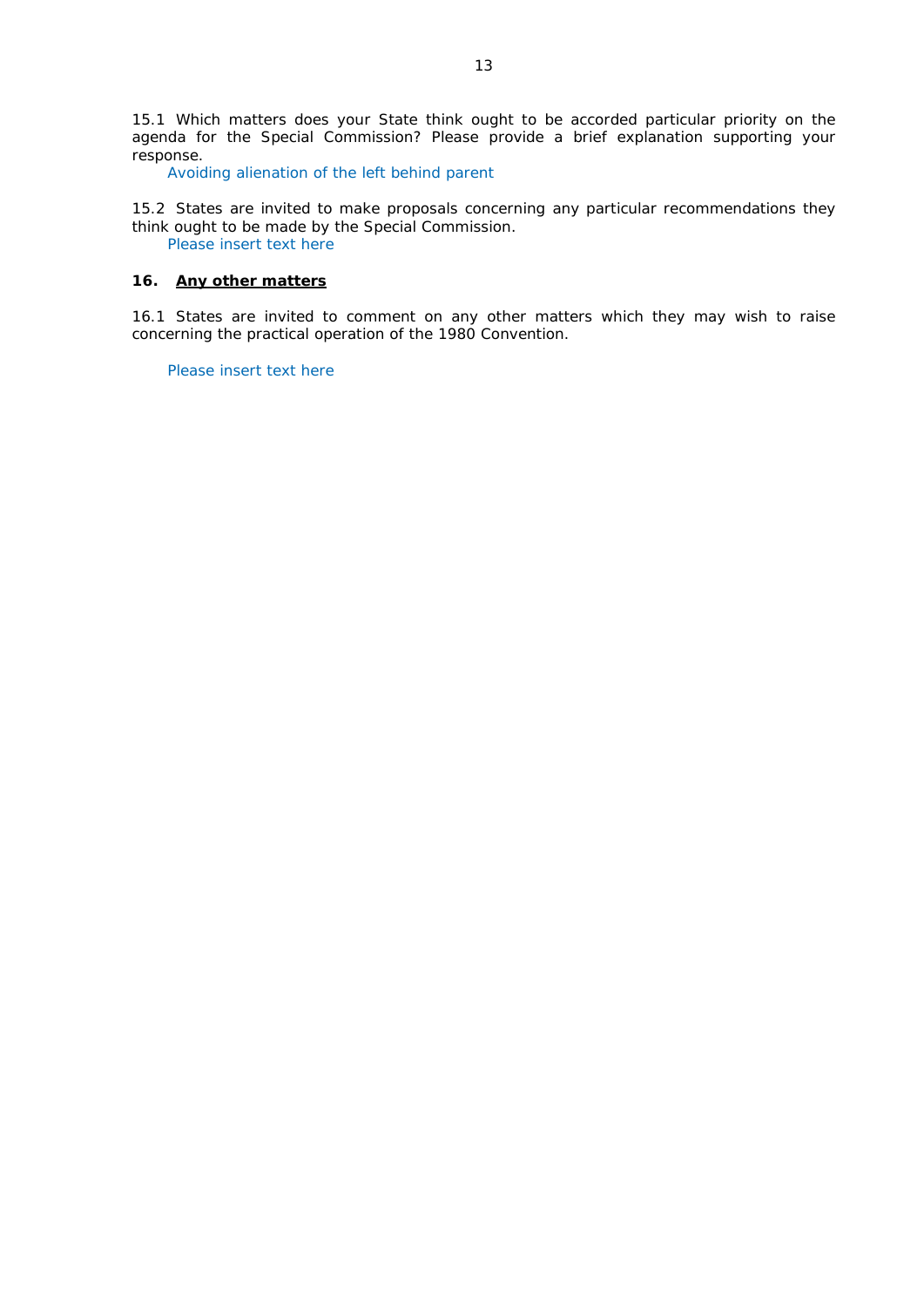15.1 Which matters does your State think ought to be accorded particular priority on the agenda for the Special Commission? Please provide a brief explanation supporting your response.

Avoiding alienation of the left behind parent

15.2 States are invited to make proposals concerning any particular recommendations they think ought to be made by the Special Commission.

Please insert text here

## 16. Any other matters

16.1 States are invited to comment on any other matters which they may wish to raise concerning the practical operation of the 1980 Convention.

Please insert text here